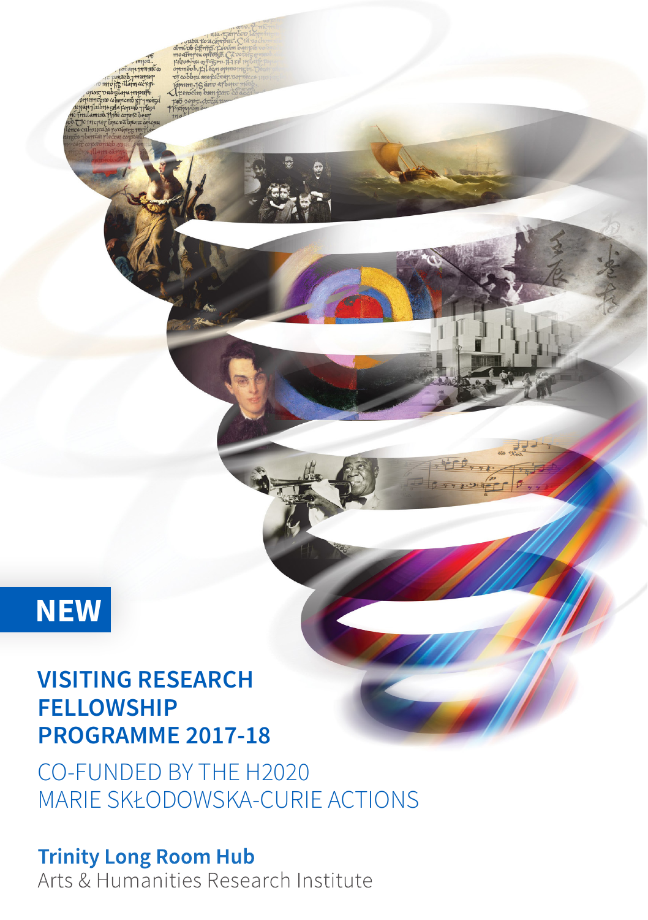**NEW**

# VISITING RESEARCH FELLOWSHIP PROGRAMME 2017-18

CO-FUNDED BY THE H2020 MARIE SKŁODOWSKA-CURIE ACTIONS

**Trinity Long Room Hub**
Arts & Humanities Research Institute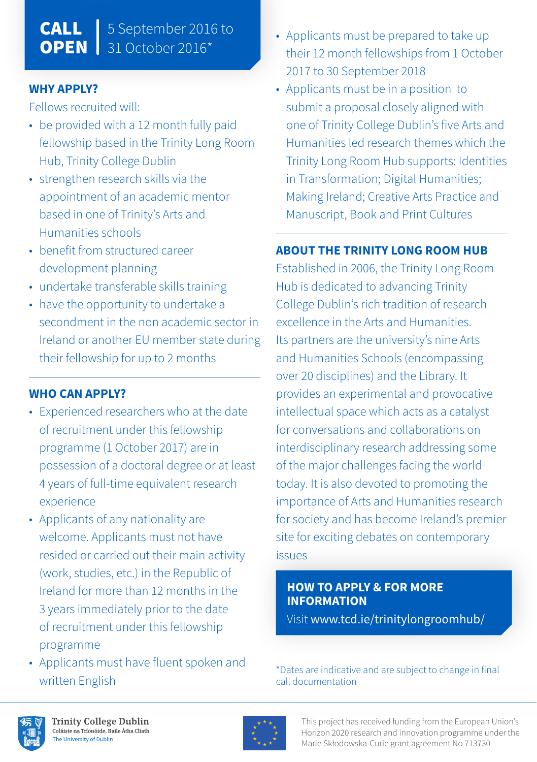**CALL OPEN** | 5 September 2016 to 31 October 2016*

## WHY APPLY?

Fellows recruited will:

- be provided with a 12 month fully paid fellowship based in the Trinity Long Room Hub, Trinity College Dublin
- strengthen research skills via the appointment of an academic mentor based in one of Trinity's Arts and Humanities schools
- benefit from structured career development planning
- undertake transferable skills training
- have the opportunity to undertake a secondment in the non academic sector in Ireland or another EU member state during their fellowship for up to 2 months

## WHO CAN APPLY?

- Experienced researchers who at the date of recruitment under this fellowship programme (1 October 2017) are in possession of a doctoral degree or at least 4 years of full-time equivalent research experience
- Applicants of any nationality are welcome. Applicants must not have resided or carried out their main activity (work, studies, etc.) in the Republic of Ireland for more than 12 months in the 3 years immediately prior to the date of recruitment under this fellowship programme
- Applicants must have fluent spoken and written English
- Applicants must be prepared to take up their 12 month fellowships from 1 October 2017 to 30 September 2018
- Applicants must be in a position to submit a proposal closely aligned with one of Trinity College Dublin's five Arts and Humanities led research themes which the Trinity Long Room Hub supports: Identities in Transformation; Digital Humanities; Making Ireland; Creative Arts Practice and Manuscript, Book and Print Cultures

## ABOUT THE TRINITY LONG ROOM HUB

Established in 2006, the Trinity Long Room Hub is dedicated to advancing Trinity College Dublin's rich tradition of research excellence in the Arts and Humanities. Its partners are the university's nine Arts and Humanities Schools (encompassing over 20 disciplines) and the Library. It provides an experimental and provocative intellectual space which acts as a catalyst for conversations and collaborations on interdisciplinary research addressing some of the major challenges facing the world today. It is also devoted to promoting the importance of Arts and Humanities research for society and has become Ireland's premier site for exciting debates on contemporary issues

## HOW TO APPLY & FOR MORE INFORMATION

Visit **www.tcd.ie/trinitylongroomhub/**

*Dates are indicative and are subject to change in final call documentation

Trinity College Dublin
Coláiste na Tríonóide, Baile Átha Cliath
The University of Dublin

This project has received funding from the European Union's Horizon 2020 research and innovation programme under the Marie Skłodowska-Curie grant agreement No 713730